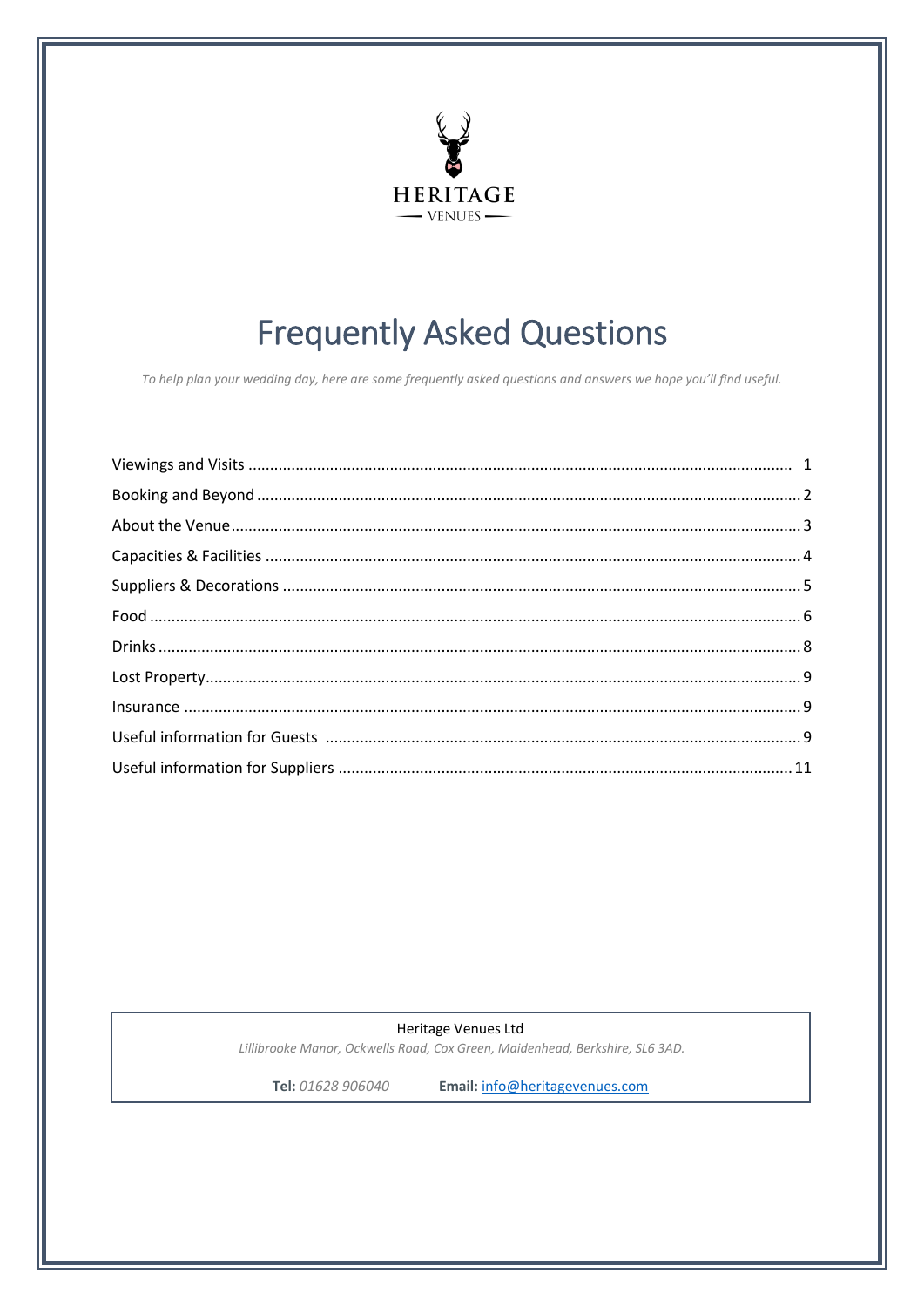HERITAGE

VENUES

# Frequently Asked Questions

*To help plan your wedding day, here are some frequently asked questions and answers we hope you'll find useful.*

| Section | Page |
|---|---|
| Viewings and Visits | 1 |
| Booking and Beyond | 2 |
| About the Venue | 3 |
| Capacities & Facilities | 4 |
| Suppliers & Decorations | 5 |
| Food | 6 |
| Drinks | 8 |
| Lost Property | 9 |
| Insurance | 9 |
| Useful information for Guests | 9 |
| Useful information for Suppliers | 11 |

Heritage Venues Ltd

*Lillibrooke Manor, Ockwells Road, Cox Green, Maidenhead, Berkshire, SL6 3AD.*

**Tel:** *01628 906040* **Email:** info@heritagevenues.com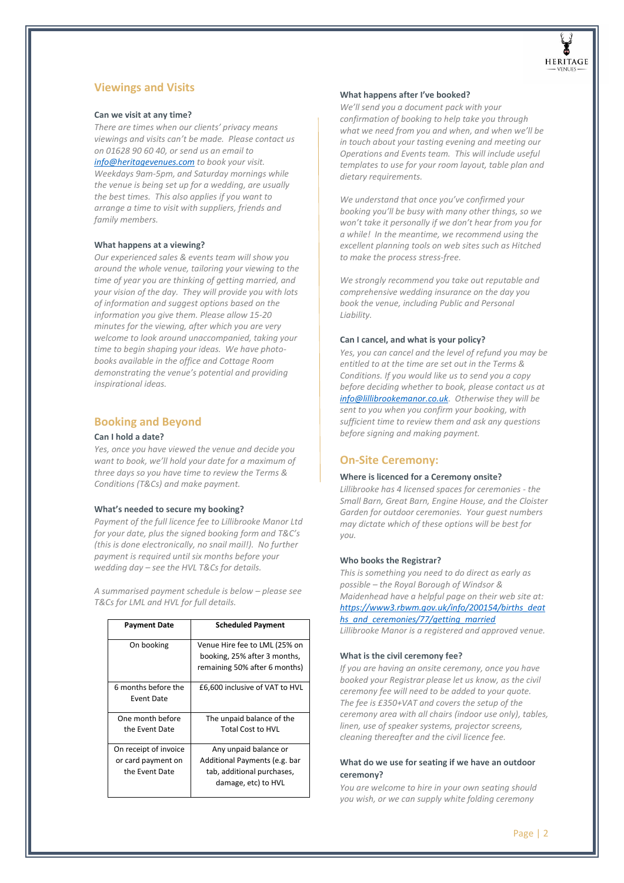## Viewings and Visits

**Can we visit at any time?**

*There are times when our clients' privacy means viewings and visits can't be made. Please contact us on 01628 90 60 40, or send us an email to [info@heritagevenues.com](mailto:info@heritagevenues.com) to book your visit. Weekdays 9am-5pm, and Saturday mornings while the venue is being set up for a wedding, are usually the best times. This also applies if you want to arrange a time to visit with suppliers, friends and family members.*

**What happens at a viewing?**

*Our experienced sales & events team will show you around the whole venue, tailoring your viewing to the time of year you are thinking of getting married, and your vision of the day. They will provide you with lots of information and suggest options based on the information you give them. Please allow 15-20 minutes for the viewing, after which you are very welcome to look around unaccompanied, taking your time to begin shaping your ideas. We have photo-books available in the office and Cottage Room demonstrating the venue's potential and providing inspirational ideas.*

## Booking and Beyond

**Can I hold a date?**

*Yes, once you have viewed the venue and decide you want to book, we'll hold your date for a maximum of three days so you have time to review the Terms & Conditions (T&Cs) and make payment.*

**What's needed to secure my booking?**

*Payment of the full licence fee to Lillibrooke Manor Ltd for your date, plus the signed booking form and T&C's (this is done electronically, no snail mail!). No further payment is required until six months before your wedding day – see the HVL T&Cs for details.*

*A summarised payment schedule is below – please see T&Cs for LML and HVL for full details.*

| Payment Date | Scheduled Payment |
|---|---|
| On booking | Venue Hire fee to LML (25% on booking, 25% after 3 months, remaining 50% after 6 months) |
| 6 months before the Event Date | £6,600 inclusive of VAT to HVL |
| One month before the Event Date | The unpaid balance of the Total Cost to HVL |
| On receipt of invoice or card payment on the Event Date | Any unpaid balance or Additional Payments (e.g. bar tab, additional purchases, damage, etc) to HVL |

**What happens after I've booked?**

*We'll send you a document pack with your confirmation of booking to help take you through what we need from you and when, and when we'll be in touch about your tasting evening and meeting our Operations and Events team. This will include useful templates to use for your room layout, table plan and dietary requirements.*

*We understand that once you've confirmed your booking you'll be busy with many other things, so we won't take it personally if we don't hear from you for a while! In the meantime, we recommend using the excellent planning tools on web sites such as Hitched to make the process stress-free.*

*We strongly recommend you take out reputable and comprehensive wedding insurance on the day you book the venue, including Public and Personal Liability.*

**Can I cancel, and what is your policy?**

*Yes, you can cancel and the level of refund you may be entitled to at the time are set out in the Terms & Conditions. If you would like us to send you a copy before deciding whether to book, please contact us at [info@lillibrookemanor.co.uk](mailto:info@lillibrookemanor.co.uk). Otherwise they will be sent to you when you confirm your booking, with sufficient time to review them and ask any questions before signing and making payment.*

## On-Site Ceremony:

**Where is licenced for a Ceremony onsite?**

*Lillibrooke has 4 licensed spaces for ceremonies - the Small Barn, Great Barn, Engine House, and the Cloister Garden for outdoor ceremonies. Your guest numbers may dictate which of these options will be best for you.*

**Who books the Registrar?**

*This is something you need to do direct as early as possible – the Royal Borough of Windsor & Maidenhead have a helpful page on their web site at: [https://www3.rbwm.gov.uk/info/200154/births_deaths_and_ceremonies/77/getting_married](https://www3.rbwm.gov.uk/info/200154/births_deaths_and_ceremonies/77/getting_married)*
*Lillibrooke Manor is a registered and approved venue.*

**What is the civil ceremony fee?**

*If you are having an onsite ceremony, once you have booked your Registrar please let us know, as the civil ceremony fee will need to be added to your quote. The fee is £350+VAT and covers the setup of the ceremony area with all chairs (indoor use only), tables, linen, use of speaker systems, projector screens, cleaning thereafter and the civil licence fee.*

**What do we use for seating if we have an outdoor ceremony?**

*You are welcome to hire in your own seating should you wish, or we can supply white folding ceremony*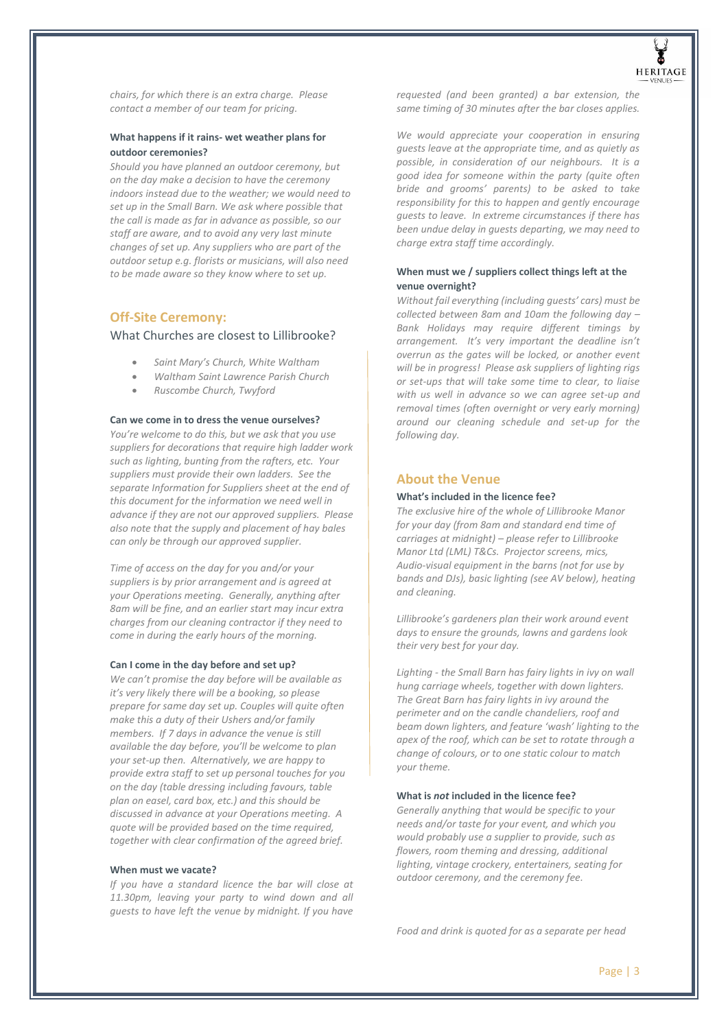*chairs, for which there is an extra charge. Please contact a member of our team for pricing.*

**What happens if it rains- wet weather plans for outdoor ceremonies?**

*Should you have planned an outdoor ceremony, but on the day make a decision to have the ceremony indoors instead due to the weather; we would need to set up in the Small Barn. We ask where possible that the call is made as far in advance as possible, so our staff are aware, and to avoid any very last minute changes of set up. Any suppliers who are part of the outdoor setup e.g. florists or musicians, will also need to be made aware so they know where to set up.*

## Off-Site Ceremony:

### What Churches are closest to Lillibrooke?

- *Saint Mary's Church, White Waltham*
- *Waltham Saint Lawrence Parish Church*
- *Ruscombe Church, Twyford*

**Can we come in to dress the venue ourselves?**

*You're welcome to do this, but we ask that you use suppliers for decorations that require high ladder work such as lighting, bunting from the rafters, etc. Your suppliers must provide their own ladders. See the separate Information for Suppliers sheet at the end of this document for the information we need well in advance if they are not our approved suppliers. Please also note that the supply and placement of hay bales can only be through our approved supplier.*

*Time of access on the day for you and/or your suppliers is by prior arrangement and is agreed at your Operations meeting. Generally, anything after 8am will be fine, and an earlier start may incur extra charges from our cleaning contractor if they need to come in during the early hours of the morning.*

**Can I come in the day before and set up?**

*We can't promise the day before will be available as it's very likely there will be a booking, so please prepare for same day set up. Couples will quite often make this a duty of their Ushers and/or family members. If 7 days in advance the venue is still available the day before, you'll be welcome to plan your set-up then. Alternatively, we are happy to provide extra staff to set up personal touches for you on the day (table dressing including favours, table plan on easel, card box, etc.) and this should be discussed in advance at your Operations meeting. A quote will be provided based on the time required, together with clear confirmation of the agreed brief.*

**When must we vacate?**

*If you have a standard licence the bar will close at 11.30pm, leaving your party to wind down and all guests to have left the venue by midnight. If you have requested (and been granted) a bar extension, the same timing of 30 minutes after the bar closes applies.*

*We would appreciate your cooperation in ensuring guests leave at the appropriate time, and as quietly as possible, in consideration of our neighbours. It is a good idea for someone within the party (quite often bride and grooms' parents) to be asked to take responsibility for this to happen and gently encourage guests to leave. In extreme circumstances if there has been undue delay in guests departing, we may need to charge extra staff time accordingly.*

**When must we / suppliers collect things left at the venue overnight?**

*Without fail everything (including guests' cars) must be collected between 8am and 10am the following day – Bank Holidays may require different timings by arrangement. It's very important the deadline isn't overrun as the gates will be locked, or another event will be in progress! Please ask suppliers of lighting rigs or set-ups that will take some time to clear, to liaise with us well in advance so we can agree set-up and removal times (often overnight or very early morning) around our cleaning schedule and set-up for the following day.*

## About the Venue

**What's included in the licence fee?**

*The exclusive hire of the whole of Lillibrooke Manor for your day (from 8am and standard end time of carriages at midnight) – please refer to Lillibrooke Manor Ltd (LML) T&Cs. Projector screens, mics, Audio-visual equipment in the barns (not for use by bands and DJs), basic lighting (see AV below), heating and cleaning.*

*Lillibrooke's gardeners plan their work around event days to ensure the grounds, lawns and gardens look their very best for your day.*

*Lighting - the Small Barn has fairy lights in ivy on wall hung carriage wheels, together with down lighters. The Great Barn has fairy lights in ivy around the perimeter and on the candle chandeliers, roof and beam down lighters, and feature 'wash' lighting to the apex of the roof, which can be set to rotate through a change of colours, or to one static colour to match your theme.*

**What is *not* included in the licence fee?**

*Generally anything that would be specific to your needs and/or taste for your event, and which you would probably use a supplier to provide, such as flowers, room theming and dressing, additional lighting, vintage crockery, entertainers, seating for outdoor ceremony, and the ceremony fee.*

*Food and drink is quoted for as a separate per head*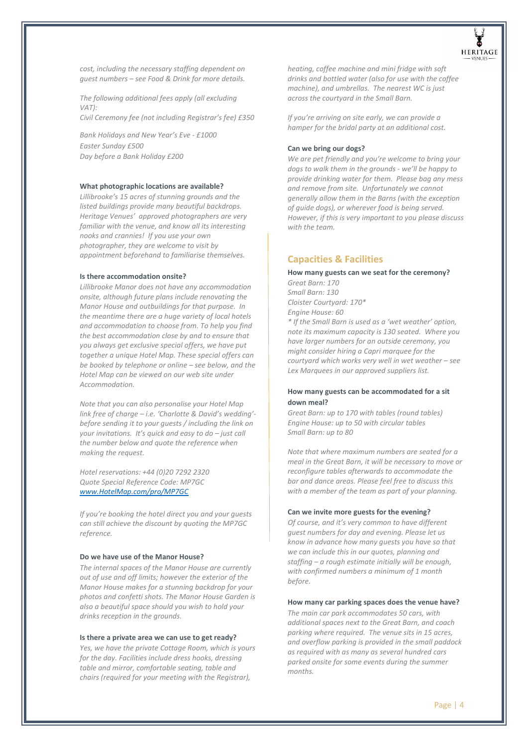*cost, including the necessary staffing dependent on guest numbers – see Food & Drink for more details.*

*The following additional fees apply (all excluding VAT):*
*Civil Ceremony fee (not including Registrar's fee) £350*

*Bank Holidays and New Year's Eve - £1000*
*Easter Sunday £500*
*Day before a Bank Holiday £200*

**What photographic locations are available?**
*Lillibrooke's 15 acres of stunning grounds and the listed buildings provide many beautiful backdrops. Heritage Venues' approved photographers are very familiar with the venue, and know all its interesting nooks and crannies! If you use your own photographer, they are welcome to visit by appointment beforehand to familiarise themselves.*

**Is there accommodation onsite?**
*Lillibrooke Manor does not have any accommodation onsite, although future plans include renovating the Manor House and outbuildings for that purpose. In the meantime there are a huge variety of local hotels and accommodation to choose from. To help you find the best accommodation close by and to ensure that you always get exclusive special offers, we have put together a unique Hotel Map. These special offers can be booked by telephone or online – see below, and the Hotel Map can be viewed on our web site under Accommodation.*

*Note that you can also personalise your Hotel Map link free of charge – i.e. 'Charlotte & David's wedding'- before sending it to your guests / including the link on your invitations. It's quick and easy to do – just call the number below and quote the reference when making the request.*

*Hotel reservations: +44 (0)20 7292 2320*
*Quote Special Reference Code: MP7GC*
*www.HotelMap.com/pro/MP7GC*

*If you're booking the hotel direct you and your guests can still achieve the discount by quoting the MP7GC reference.*

**Do we have use of the Manor House?**
*The internal spaces of the Manor House are currently out of use and off limits; however the exterior of the Manor House makes for a stunning backdrop for your photos and confetti shots. The Manor House Garden is also a beautiful space should you wish to hold your drinks reception in the grounds.*

**Is there a private area we can use to get ready?**
*Yes, we have the private Cottage Room, which is yours for the day. Facilities include dress hooks, dressing table and mirror, comfortable seating, table and chairs (required for your meeting with the Registrar), heating, coffee machine and mini fridge with soft drinks and bottled water (also for use with the coffee machine), and umbrellas. The nearest WC is just across the courtyard in the Small Barn.*

*If you're arriving on site early, we can provide a hamper for the bridal party at an additional cost.*

**Can we bring our dogs?**
*We are pet friendly and you're welcome to bring your dogs to walk them in the grounds - we'll be happy to provide drinking water for them. Please bag any mess and remove from site. Unfortunately we cannot generally allow them in the Barns (with the exception of guide dogs), or wherever food is being served. However, if this is very important to you please discuss with the team.*

## Capacities & Facilities

**How many guests can we seat for the ceremony?**
*Great Barn: 170*
*Small Barn: 130*
*Cloister Courtyard: 170\**
*Engine House: 60*
*\* If the Small Barn is used as a 'wet weather' option, note its maximum capacity is 130 seated. Where you have larger numbers for an outside ceremony, you might consider hiring a Capri marquee for the courtyard which works very well in wet weather – see Lex Marquees in our approved suppliers list.*

**How many guests can be accommodated for a sit down meal?**
*Great Barn: up to 170 with tables (round tables)*
*Engine House: up to 50 with circular tables*
*Small Barn: up to 80*

*Note that where maximum numbers are seated for a meal in the Great Barn, it will be necessary to move or reconfigure tables afterwards to accommodate the bar and dance areas. Please feel free to discuss this with a member of the team as part of your planning.*

**Can we invite more guests for the evening?**
*Of course, and it's very common to have different guest numbers for day and evening. Please let us know in advance how many guests you have so that we can include this in our quotes, planning and staffing – a rough estimate initially will be enough, with confirmed numbers a minimum of 1 month before.*

**How many car parking spaces does the venue have?**
*The main car park accommodates 50 cars, with additional spaces next to the Great Barn, and coach parking where required. The venue sits in 15 acres, and overflow parking is provided in the small paddock as required with as many as several hundred cars parked onsite for some events during the summer months.*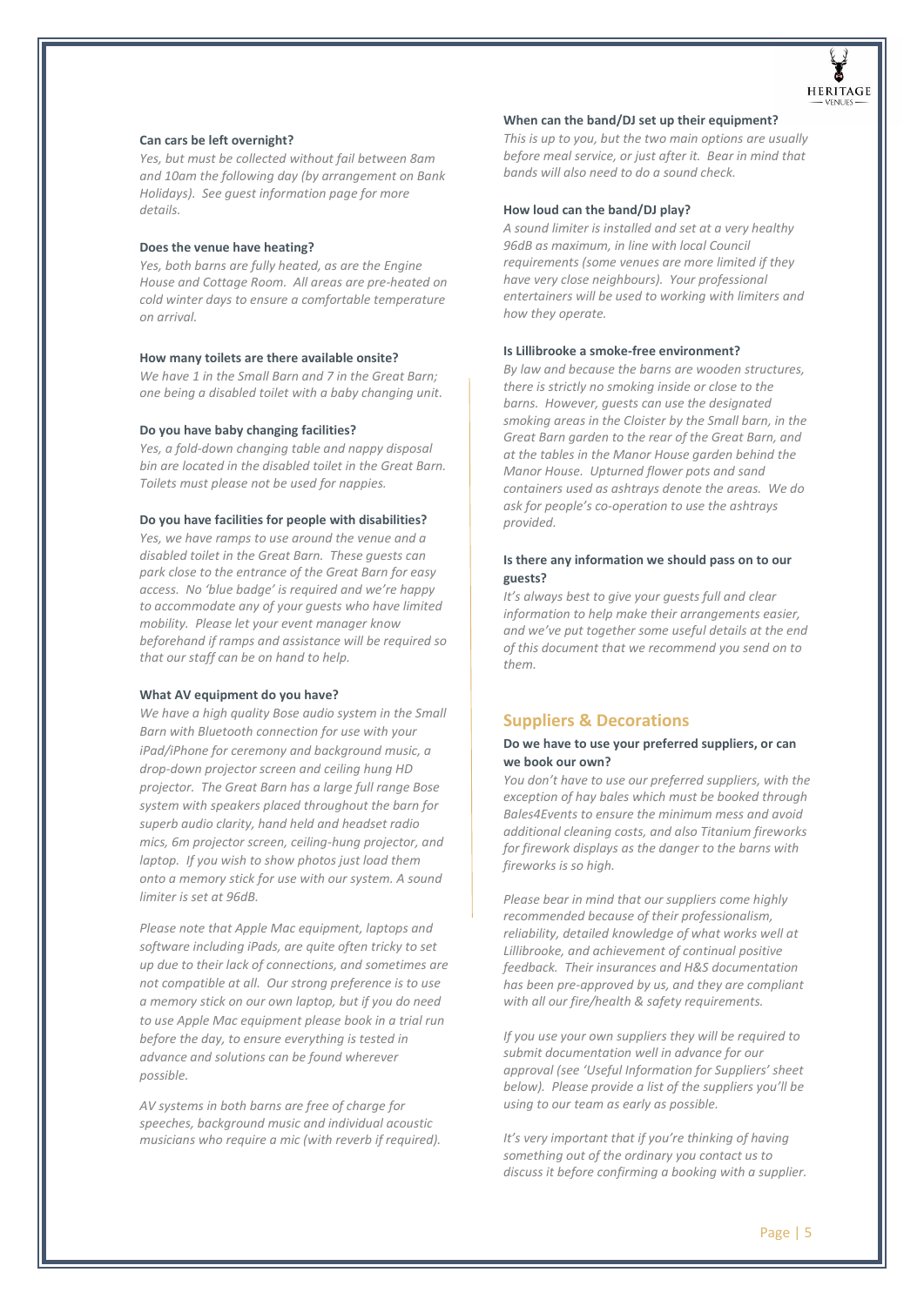**Can cars be left overnight?**

*Yes, but must be collected without fail between 8am and 10am the following day (by arrangement on Bank Holidays). See guest information page for more details.*

**Does the venue have heating?**

*Yes, both barns are fully heated, as are the Engine House and Cottage Room. All areas are pre-heated on cold winter days to ensure a comfortable temperature on arrival.*

**How many toilets are there available onsite?**

*We have 1 in the Small Barn and 7 in the Great Barn; one being a disabled toilet with a baby changing unit.*

**Do you have baby changing facilities?**

*Yes, a fold-down changing table and nappy disposal bin are located in the disabled toilet in the Great Barn. Toilets must please not be used for nappies.*

**Do you have facilities for people with disabilities?**

*Yes, we have ramps to use around the venue and a disabled toilet in the Great Barn. These guests can park close to the entrance of the Great Barn for easy access. No 'blue badge' is required and we're happy to accommodate any of your guests who have limited mobility. Please let your event manager know beforehand if ramps and assistance will be required so that our staff can be on hand to help.*

**What AV equipment do you have?**

*We have a high quality Bose audio system in the Small Barn with Bluetooth connection for use with your iPad/iPhone for ceremony and background music, a drop-down projector screen and ceiling hung HD projector. The Great Barn has a large full range Bose system with speakers placed throughout the barn for superb audio clarity, hand held and headset radio mics, 6m projector screen, ceiling-hung projector, and laptop. If you wish to show photos just load them onto a memory stick for use with our system. A sound limiter is set at 96dB.*

*Please note that Apple Mac equipment, laptops and software including iPads, are quite often tricky to set up due to their lack of connections, and sometimes are not compatible at all. Our strong preference is to use a memory stick on our own laptop, but if you do need to use Apple Mac equipment please book in a trial run before the day, to ensure everything is tested in advance and solutions can be found wherever possible.*

*AV systems in both barns are free of charge for speeches, background music and individual acoustic musicians who require a mic (with reverb if required).*

**When can the band/DJ set up their equipment?**

*This is up to you, but the two main options are usually before meal service, or just after it. Bear in mind that bands will also need to do a sound check.*

**How loud can the band/DJ play?**

*A sound limiter is installed and set at a very healthy 96dB as maximum, in line with local Council requirements (some venues are more limited if they have very close neighbours). Your professional entertainers will be used to working with limiters and how they operate.*

**Is Lillibrooke a smoke-free environment?**

*By law and because the barns are wooden structures, there is strictly no smoking inside or close to the barns. However, guests can use the designated smoking areas in the Cloister by the Small barn, in the Great Barn garden to the rear of the Great Barn, and at the tables in the Manor House garden behind the Manor House. Upturned flower pots and sand containers used as ashtrays denote the areas. We do ask for people's co-operation to use the ashtrays provided.*

**Is there any information we should pass on to our guests?**

*It's always best to give your guests full and clear information to help make their arrangements easier, and we've put together some useful details at the end of this document that we recommend you send on to them.*

## Suppliers & Decorations

**Do we have to use your preferred suppliers, or can we book our own?**

*You don't have to use our preferred suppliers, with the exception of hay bales which must be booked through Bales4Events to ensure the minimum mess and avoid additional cleaning costs, and also Titanium fireworks for firework displays as the danger to the barns with fireworks is so high.*

*Please bear in mind that our suppliers come highly recommended because of their professionalism, reliability, detailed knowledge of what works well at Lillibrooke, and achievement of continual positive feedback. Their insurances and H&S documentation has been pre-approved by us, and they are compliant with all our fire/health & safety requirements.*

*If you use your own suppliers they will be required to submit documentation well in advance for our approval (see 'Useful Information for Suppliers' sheet below). Please provide a list of the suppliers you'll be using to our team as early as possible.*

*It's very important that if you're thinking of having something out of the ordinary you contact us to discuss it before confirming a booking with a supplier.*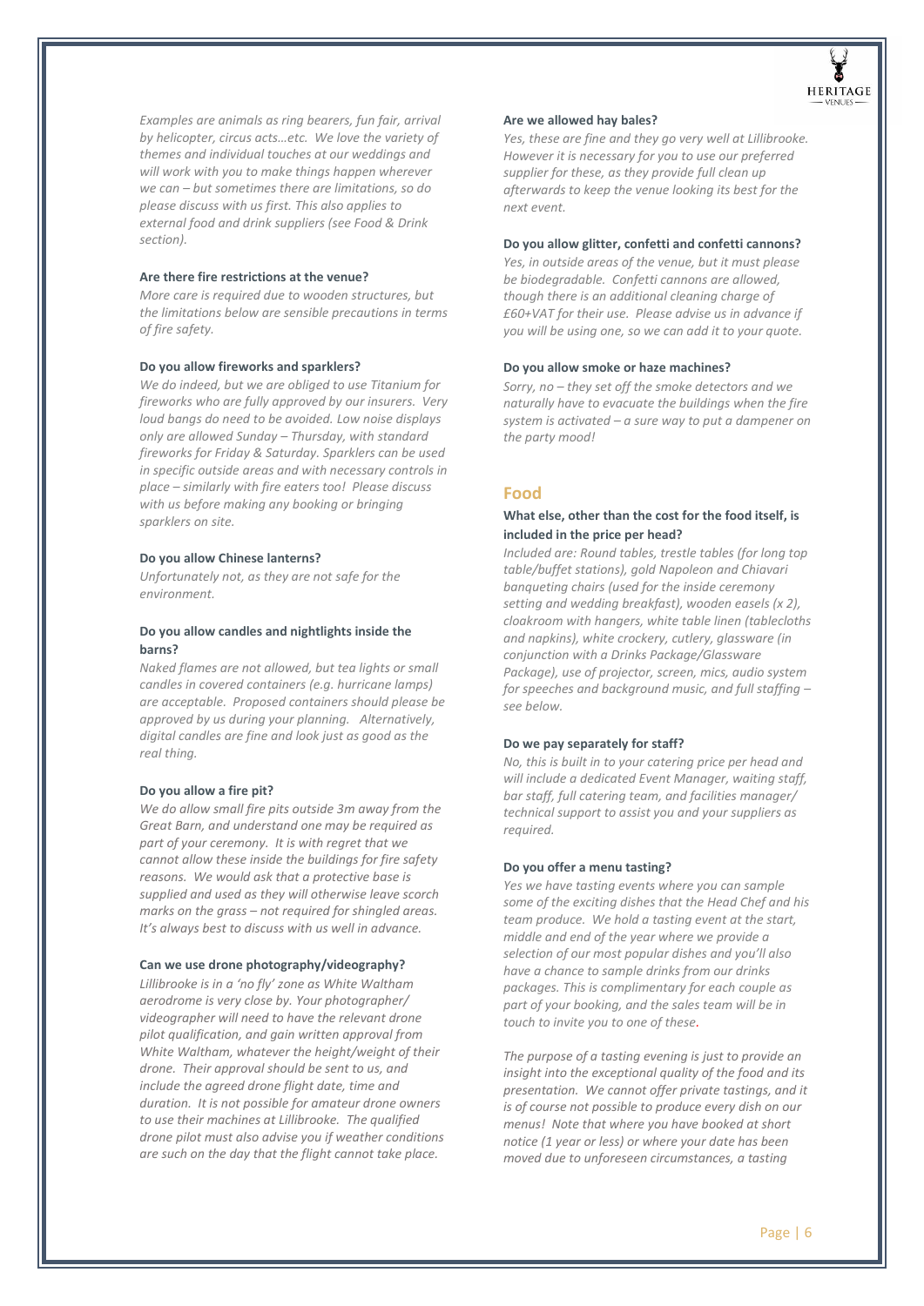*Examples are animals as ring bearers, fun fair, arrival by helicopter, circus acts…etc. We love the variety of themes and individual touches at our weddings and will work with you to make things happen wherever we can – but sometimes there are limitations, so do please discuss with us first. This also applies to external food and drink suppliers (see Food & Drink section).*

**Are there fire restrictions at the venue?**

*More care is required due to wooden structures, but the limitations below are sensible precautions in terms of fire safety.*

**Do you allow fireworks and sparklers?**

*We do indeed, but we are obliged to use Titanium for fireworks who are fully approved by our insurers. Very loud bangs do need to be avoided. Low noise displays only are allowed Sunday – Thursday, with standard fireworks for Friday & Saturday. Sparklers can be used in specific outside areas and with necessary controls in place – similarly with fire eaters too! Please discuss with us before making any booking or bringing sparklers on site.*

**Do you allow Chinese lanterns?**

*Unfortunately not, as they are not safe for the environment.*

**Do you allow candles and nightlights inside the barns?**

*Naked flames are not allowed, but tea lights or small candles in covered containers (e.g. hurricane lamps) are acceptable. Proposed containers should please be approved by us during your planning. Alternatively, digital candles are fine and look just as good as the real thing.*

**Do you allow a fire pit?**

*We do allow small fire pits outside 3m away from the Great Barn, and understand one may be required as part of your ceremony. It is with regret that we cannot allow these inside the buildings for fire safety reasons. We would ask that a protective base is supplied and used as they will otherwise leave scorch marks on the grass – not required for shingled areas. It's always best to discuss with us well in advance.*

**Can we use drone photography/videography?**

*Lillibrooke is in a 'no fly' zone as White Waltham aerodrome is very close by. Your photographer/ videographer will need to have the relevant drone pilot qualification, and gain written approval from White Waltham, whatever the height/weight of their drone. Their approval should be sent to us, and include the agreed drone flight date, time and duration. It is not possible for amateur drone owners to use their machines at Lillibrooke. The qualified drone pilot must also advise you if weather conditions are such on the day that the flight cannot take place.*

**Are we allowed hay bales?**

*Yes, these are fine and they go very well at Lillibrooke. However it is necessary for you to use our preferred supplier for these, as they provide full clean up afterwards to keep the venue looking its best for the next event.*

**Do you allow glitter, confetti and confetti cannons?**

*Yes, in outside areas of the venue, but it must please be biodegradable. Confetti cannons are allowed, though there is an additional cleaning charge of £60+VAT for their use. Please advise us in advance if you will be using one, so we can add it to your quote.*

**Do you allow smoke or haze machines?**

*Sorry, no – they set off the smoke detectors and we naturally have to evacuate the buildings when the fire system is activated – a sure way to put a dampener on the party mood!*

## Food

**What else, other than the cost for the food itself, is included in the price per head?**

*Included are: Round tables, trestle tables (for long top table/buffet stations), gold Napoleon and Chiavari banqueting chairs (used for the inside ceremony setting and wedding breakfast), wooden easels (x 2), cloakroom with hangers, white table linen (tablecloths and napkins), white crockery, cutlery, glassware (in conjunction with a Drinks Package/Glassware Package), use of projector, screen, mics, audio system for speeches and background music, and full staffing – see below.*

**Do we pay separately for staff?**

*No, this is built in to your catering price per head and will include a dedicated Event Manager, waiting staff, bar staff, full catering team, and facilities manager/ technical support to assist you and your suppliers as required.*

**Do you offer a menu tasting?**

*Yes we have tasting events where you can sample some of the exciting dishes that the Head Chef and his team produce. We hold a tasting event at the start, middle and end of the year where we provide a selection of our most popular dishes and you'll also have a chance to sample drinks from our drinks packages. This is complimentary for each couple as part of your booking, and the sales team will be in touch to invite you to one of these.*

*The purpose of a tasting evening is just to provide an insight into the exceptional quality of the food and its presentation. We cannot offer private tastings, and it is of course not possible to produce every dish on our menus! Note that where you have booked at short notice (1 year or less) or where your date has been moved due to unforeseen circumstances, a tasting*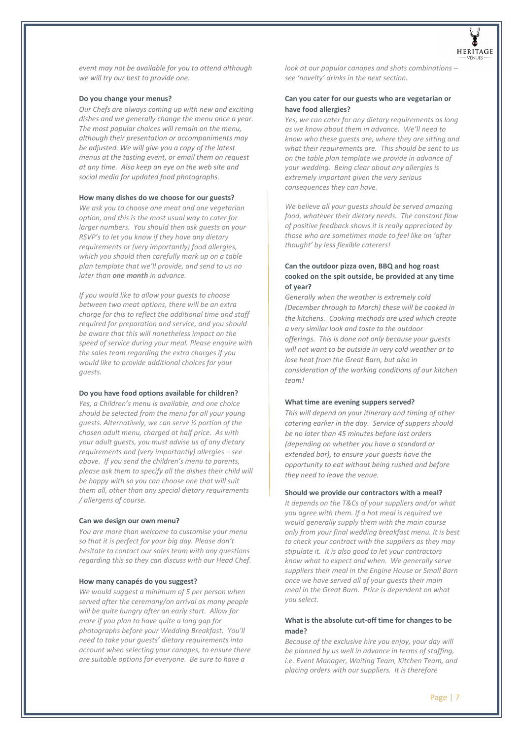*event may not be available for you to attend although we will try our best to provide one.*

**Do you change your menus?**

*Our Chefs are always coming up with new and exciting dishes and we generally change the menu once a year. The most popular choices will remain on the menu, although their presentation or accompaniments may be adjusted. We will give you a copy of the latest menus at the tasting event, or email them on request at any time. Also keep an eye on the web site and social media for updated food photographs.*

**How many dishes do we choose for our guests?**

*We ask you to choose one meat and one vegetarian option, and this is the most usual way to cater for larger numbers. You should then ask guests on your RSVP's to let you know if they have any dietary requirements or (very importantly) food allergies, which you should then carefully mark up on a table plan template that we'll provide, and send to us no later than **one month** in advance.*

*If you would like to allow your guests to choose between two meat options, there will be an extra charge for this to reflect the additional time and staff required for preparation and service, and you should be aware that this will nonetheless impact on the speed of service during your meal. Please enquire with the sales team regarding the extra charges if you would like to provide additional choices for your guests.*

**Do you have food options available for children?**

*Yes, a Children's menu is available, and one choice should be selected from the menu for all your young guests. Alternatively, we can serve ½ portion of the chosen adult menu, charged at half price. As with your adult guests, you must advise us of any dietary requirements and (very importantly) allergies – see above. If you send the children's menu to parents, please ask them to specify all the dishes their child will be happy with so you can choose one that will suit them all, other than any special dietary requirements / allergens of course.*

**Can we design our own menu?**

*You are more than welcome to customise your menu so that it is perfect for your big day. Please don't hesitate to contact our sales team with any questions regarding this so they can discuss with our Head Chef.*

**How many canapés do you suggest?**

*We would suggest a minimum of 5 per person when served after the ceremony/on arrival as many people will be quite hungry after an early start. Allow for more if you plan to have quite a long gap for photographs before your Wedding Breakfast. You'll need to take your guests' dietary requirements into account when selecting your canapes, to ensure there are suitable options for everyone. Be sure to have a look at our popular canapes and shots combinations – see 'novelty' drinks in the next section.*

**Can you cater for our guests who are vegetarian or have food allergies?**

*Yes, we can cater for any dietary requirements as long as we know about them in advance. We'll need to know who these guests are, where they are sitting and what their requirements are. This should be sent to us on the table plan template we provide in advance of your wedding. Being clear about any allergies is extremely important given the very serious consequences they can have.*

*We believe all your guests should be served amazing food, whatever their dietary needs. The constant flow of positive feedback shows it is really appreciated by those who are sometimes made to feel like an 'after thought' by less flexible caterers!*

**Can the outdoor pizza oven, BBQ and hog roast cooked on the spit outside, be provided at any time of year?**

*Generally when the weather is extremely cold (December through to March) these will be cooked in the kitchens. Cooking methods are used which create a very similar look and taste to the outdoor offerings. This is done not only because your guests will not want to be outside in very cold weather or to lose heat from the Great Barn, but also in consideration of the working conditions of our kitchen team!*

**What time are evening suppers served?**

*This will depend on your itinerary and timing of other catering earlier in the day. Service of suppers should be no later than 45 minutes before last orders (depending on whether you have a standard or extended bar), to ensure your guests have the opportunity to eat without being rushed and before they need to leave the venue.*

**Should we provide our contractors with a meal?**

*It depends on the T&Cs of your suppliers and/or what you agree with them. If a hot meal is required we would generally supply them with the main course only from your final wedding breakfast menu. It is best to check your contract with the suppliers as they may stipulate it. It is also good to let your contractors know what to expect and when. We generally serve suppliers their meal in the Engine House or Small Barn once we have served all of your guests their main meal in the Great Barn. Price is dependent on what you select.*

**What is the absolute cut-off time for changes to be made?**

*Because of the exclusive hire you enjoy, your day will be planned by us well in advance in terms of staffing, i.e. Event Manager, Waiting Team, Kitchen Team, and placing orders with our suppliers. It is therefore*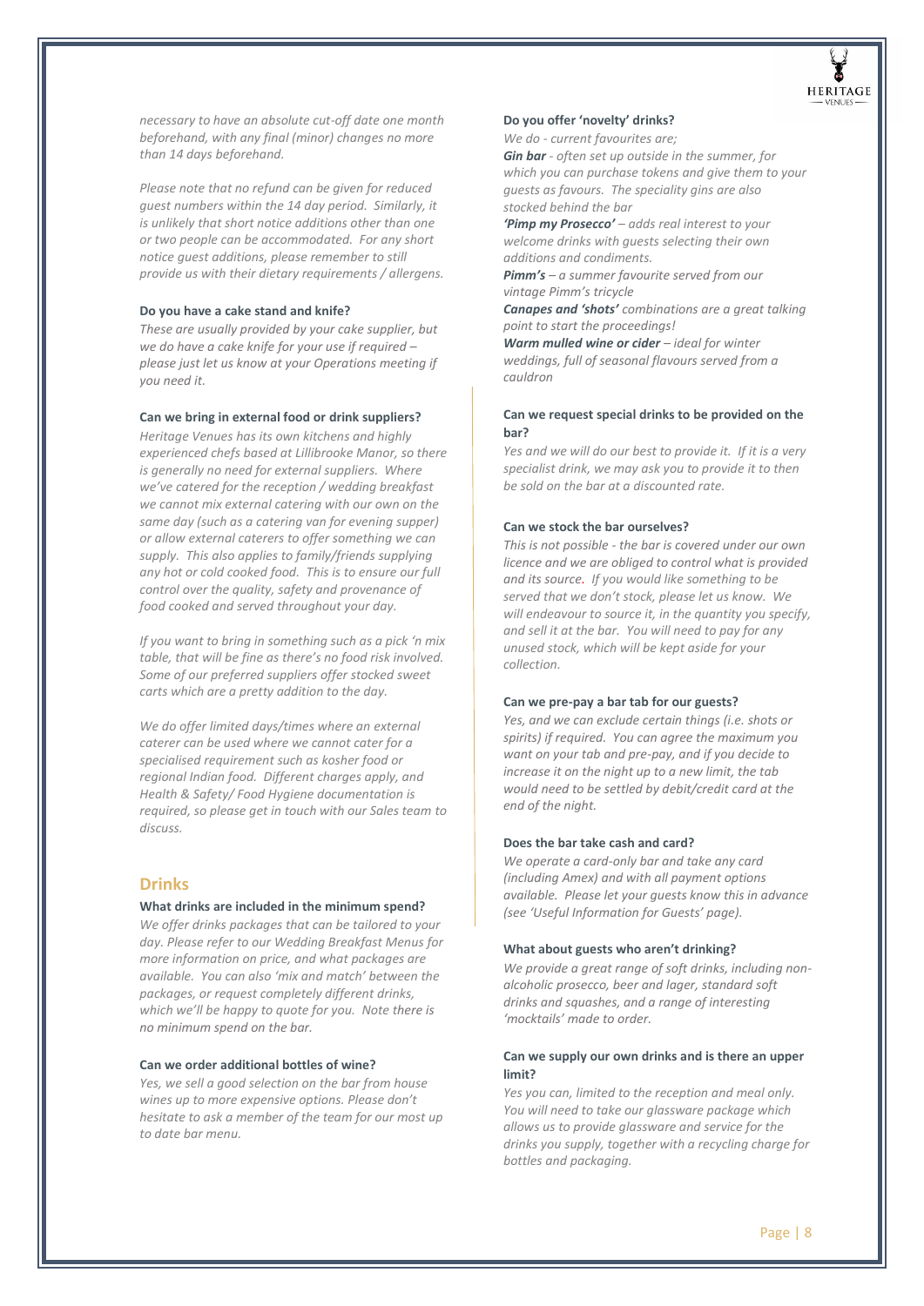*necessary to have an absolute cut-off date one month beforehand, with any final (minor) changes no more than 14 days beforehand.*

*Please note that no refund can be given for reduced guest numbers within the 14 day period. Similarly, it is unlikely that short notice additions other than one or two people can be accommodated. For any short notice guest additions, please remember to still provide us with their dietary requirements / allergens.*

**Do you have a cake stand and knife?**

*These are usually provided by your cake supplier, but we do have a cake knife for your use if required – please just let us know at your Operations meeting if you need it.*

**Can we bring in external food or drink suppliers?**

*Heritage Venues has its own kitchens and highly experienced chefs based at Lillibrooke Manor, so there is generally no need for external suppliers. Where we've catered for the reception / wedding breakfast we cannot mix external catering with our own on the same day (such as a catering van for evening supper) or allow external caterers to offer something we can supply. This also applies to family/friends supplying any hot or cold cooked food. This is to ensure our full control over the quality, safety and provenance of food cooked and served throughout your day.*

*If you want to bring in something such as a pick 'n mix table, that will be fine as there's no food risk involved. Some of our preferred suppliers offer stocked sweet carts which are a pretty addition to the day.*

*We do offer limited days/times where an external caterer can be used where we cannot cater for a specialised requirement such as kosher food or regional Indian food. Different charges apply, and Health & Safety/ Food Hygiene documentation is required, so please get in touch with our Sales team to discuss.*

## Drinks

**What drinks are included in the minimum spend?**

*We offer drinks packages that can be tailored to your day. Please refer to our Wedding Breakfast Menus for more information on price, and what packages are available. You can also 'mix and match' between the packages, or request completely different drinks, which we'll be happy to quote for you. Note there is no minimum spend on the bar.*

**Can we order additional bottles of wine?**

*Yes, we sell a good selection on the bar from house wines up to more expensive options. Please don't hesitate to ask a member of the team for our most up to date bar menu.*

**Do you offer 'novelty' drinks?**

*We do - current favourites are;*

***Gin bar*** *- often set up outside in the summer, for which you can purchase tokens and give them to your guests as favours. The speciality gins are also stocked behind the bar*

***'Pimp my Prosecco'*** *– adds real interest to your welcome drinks with guests selecting their own additions and condiments.*

***Pimm's*** *– a summer favourite served from our vintage Pimm's tricycle*

***Canapes and 'shots'*** *combinations are a great talking point to start the proceedings!*

***Warm mulled wine or cider*** *– ideal for winter weddings, full of seasonal flavours served from a cauldron*

**Can we request special drinks to be provided on the bar?**

*Yes and we will do our best to provide it. If it is a very specialist drink, we may ask you to provide it to then be sold on the bar at a discounted rate.*

**Can we stock the bar ourselves?**

*This is not possible - the bar is covered under our own licence and we are obliged to control what is provided and its source. If you would like something to be served that we don't stock, please let us know. We will endeavour to source it, in the quantity you specify, and sell it at the bar. You will need to pay for any unused stock, which will be kept aside for your collection.*

**Can we pre-pay a bar tab for our guests?**

*Yes, and we can exclude certain things (i.e. shots or spirits) if required. You can agree the maximum you want on your tab and pre-pay, and if you decide to increase it on the night up to a new limit, the tab would need to be settled by debit/credit card at the end of the night.*

**Does the bar take cash and card?**

*We operate a card-only bar and take any card (including Amex) and with all payment options available. Please let your guests know this in advance (see 'Useful Information for Guests' page).*

**What about guests who aren't drinking?**

*We provide a great range of soft drinks, including non-alcoholic prosecco, beer and lager, standard soft drinks and squashes, and a range of interesting 'mocktails' made to order.*

**Can we supply our own drinks and is there an upper limit?**

*Yes you can, limited to the reception and meal only. You will need to take our glassware package which allows us to provide glassware and service for the drinks you supply, together with a recycling charge for bottles and packaging.*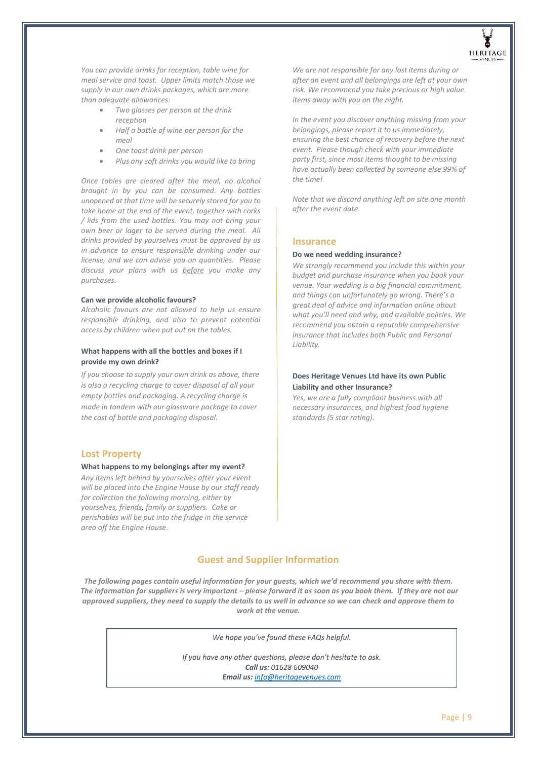*You can provide drinks for reception, table wine for meal service and toast. Upper limits match those we supply in our own drinks packages, which are more than adequate allowances:*

- *Two glasses per person at the drink reception*
- *Half a bottle of wine per person for the meal*
- *One toast drink per person*
- *Plus any soft drinks you would like to bring*

*Once tables are cleared after the meal, no alcohol brought in by you can be consumed. Any bottles unopened at that time will be securely stored for you to take home at the end of the event, together with corks / lids from the used bottles. You may not bring your own beer or lager to be served during the meal. All drinks provided by yourselves must be approved by us in advance to ensure responsible drinking under our license, and we can advise you on quantities. Please discuss your plans with us before you make any purchases.*

**Can we provide alcoholic favours?**

*Alcoholic favours are not allowed to help us ensure responsible drinking, and also to prevent potential access by children when put out on the tables.*

**What happens with all the bottles and boxes if I provide my own drink?**

*If you choose to supply your own drink as above, there is also a recycling charge to cover disposal of all your empty bottles and packaging. A recycling charge is made in tandem with our glassware package to cover the cost of bottle and packaging disposal.*

## Lost Property

**What happens to my belongings after my event?**

*Any items left behind by yourselves after your event will be placed into the Engine House by our staff ready for collection the following morning, either by yourselves, friends, family or suppliers. Cake or perishables will be put into the fridge in the service area off the Engine House.*

*We are not responsible for any lost items during or after an event and all belongings are left at your own risk. We recommend you take precious or high value items away with you on the night.*

*In the event you discover anything missing from your belongings, please report it to us immediately, ensuring the best chance of recovery before the next event. Please though check with your immediate party first, since most items thought to be missing have actually been collected by someone else 99% of the time!*

*Note that we discard anything left on site one month after the event date.*

## Insurance

**Do we need wedding insurance?**

*We strongly recommend you include this within your budget and purchase insurance when you book your venue. Your wedding is a big financial commitment, and things can unfortunately go wrong. There's a great deal of advice and information online about what you'll need and why, and available policies. We recommend you obtain a reputable comprehensive insurance that includes both Public and Personal Liability.*

**Does Heritage Venues Ltd have its own Public Liability and other Insurance?**

*Yes, we are a fully compliant business with all necessary insurances, and highest food hygiene standards (5 star rating).*

## Guest and Supplier Information

***The following pages contain useful information for your guests, which we'd recommend you share with them. The information for suppliers is very important – please forward it as soon as you book them. If they are not our approved suppliers, they need to supply the details to us well in advance so we can check and approve them to work at the venue.***

*We hope you've found these FAQs helpful.*

*If you have any other questions, please don't hesitate to ask.*
***Call us**: 01628 609040*
***Email us:** info@heritagevenues.com*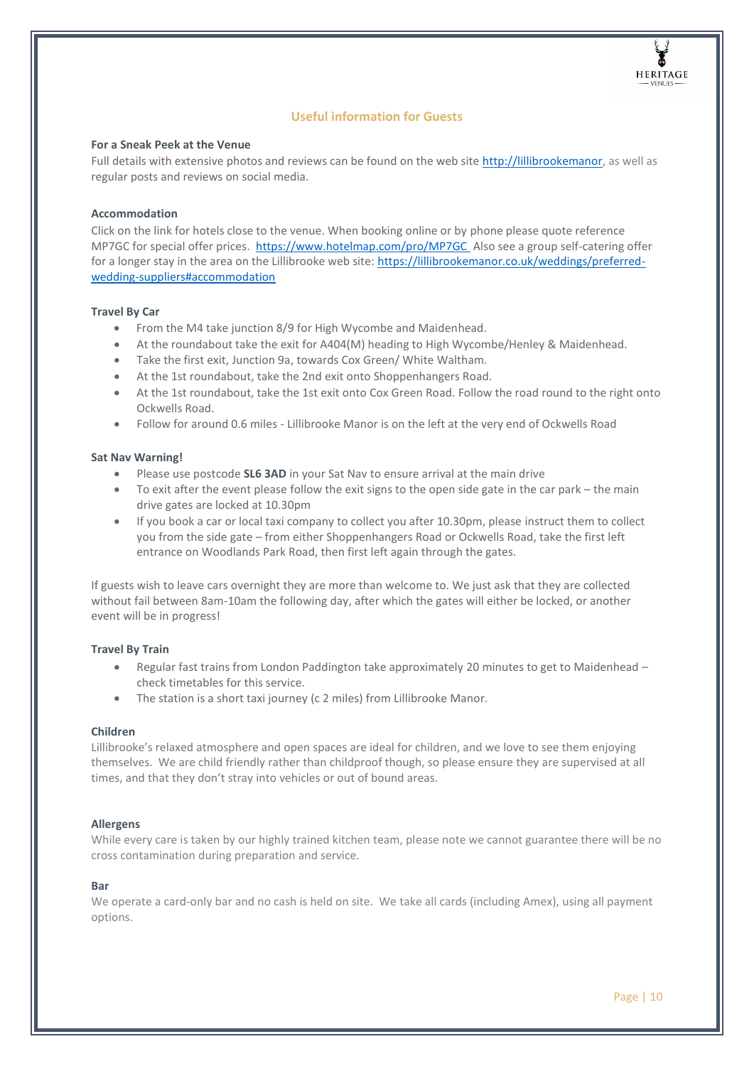## Useful information for Guests

**For a Sneak Peek at the Venue**

Full details with extensive photos and reviews can be found on the web site [http://lillibrookemanor](http://lillibrookemanor), as well as regular posts and reviews on social media.

**Accommodation**

Click on the link for hotels close to the venue. When booking online or by phone please quote reference MP7GC for special offer prices. [https://www.hotelmap.com/pro/MP7GC](https://www.hotelmap.com/pro/MP7GC) Also see a group self-catering offer for a longer stay in the area on the Lillibrooke web site: [https://lillibrookemanor.co.uk/weddings/preferred-wedding-suppliers#accommodation](https://lillibrookemanor.co.uk/weddings/preferred-wedding-suppliers#accommodation)

**Travel By Car**

- From the M4 take junction 8/9 for High Wycombe and Maidenhead.
- At the roundabout take the exit for A404(M) heading to High Wycombe/Henley & Maidenhead.
- Take the first exit, Junction 9a, towards Cox Green/ White Waltham.
- At the 1st roundabout, take the 2nd exit onto Shoppenhangers Road.
- At the 1st roundabout, take the 1st exit onto Cox Green Road. Follow the road round to the right onto Ockwells Road.
- Follow for around 0.6 miles - Lillibrooke Manor is on the left at the very end of Ockwells Road

**Sat Nav Warning!**

- Please use postcode **SL6 3AD** in your Sat Nav to ensure arrival at the main drive
- To exit after the event please follow the exit signs to the open side gate in the car park – the main drive gates are locked at 10.30pm
- If you book a car or local taxi company to collect you after 10.30pm, please instruct them to collect you from the side gate – from either Shoppenhangers Road or Ockwells Road, take the first left entrance on Woodlands Park Road, then first left again through the gates.

If guests wish to leave cars overnight they are more than welcome to. We just ask that they are collected without fail between 8am-10am the following day, after which the gates will either be locked, or another event will be in progress!

**Travel By Train**

- Regular fast trains from London Paddington take approximately 20 minutes to get to Maidenhead – check timetables for this service.
- The station is a short taxi journey (c 2 miles) from Lillibrooke Manor.

**Children**

Lillibrooke's relaxed atmosphere and open spaces are ideal for children, and we love to see them enjoying themselves. We are child friendly rather than childproof though, so please ensure they are supervised at all times, and that they don't stray into vehicles or out of bound areas.

**Allergens**

While every care is taken by our highly trained kitchen team, please note we cannot guarantee there will be no cross contamination during preparation and service.

**Bar**

We operate a card-only bar and no cash is held on site. We take all cards (including Amex), using all payment options.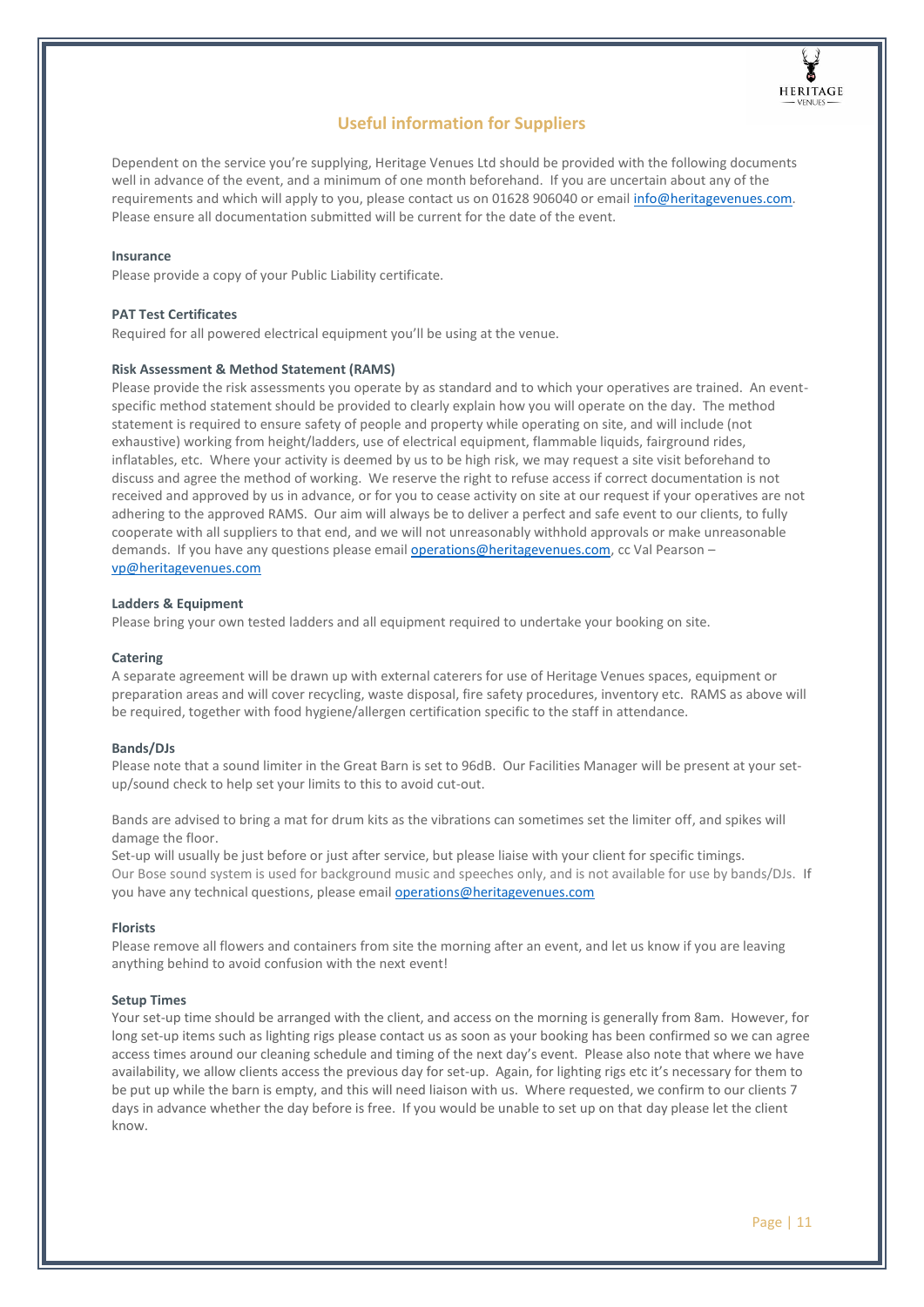## Useful information for Suppliers

Dependent on the service you're supplying, Heritage Venues Ltd should be provided with the following documents well in advance of the event, and a minimum of one month beforehand. If you are uncertain about any of the requirements and which will apply to you, please contact us on 01628 906040 or email info@heritagevenues.com. Please ensure all documentation submitted will be current for the date of the event.

**Insurance**
Please provide a copy of your Public Liability certificate.

**PAT Test Certificates**
Required for all powered electrical equipment you'll be using at the venue.

**Risk Assessment & Method Statement (RAMS)**
Please provide the risk assessments you operate by as standard and to which your operatives are trained. An event-specific method statement should be provided to clearly explain how you will operate on the day. The method statement is required to ensure safety of people and property while operating on site, and will include (not exhaustive) working from height/ladders, use of electrical equipment, flammable liquids, fairground rides, inflatables, etc. Where your activity is deemed by us to be high risk, we may request a site visit beforehand to discuss and agree the method of working. We reserve the right to refuse access if correct documentation is not received and approved by us in advance, or for you to cease activity on site at our request if your operatives are not adhering to the approved RAMS. Our aim will always be to deliver a perfect and safe event to our clients, to fully cooperate with all suppliers to that end, and we will not unreasonably withhold approvals or make unreasonable demands. If you have any questions please email operations@heritagevenues.com, cc Val Pearson – vp@heritagevenues.com

**Ladders & Equipment**
Please bring your own tested ladders and all equipment required to undertake your booking on site.

**Catering**
A separate agreement will be drawn up with external caterers for use of Heritage Venues spaces, equipment or preparation areas and will cover recycling, waste disposal, fire safety procedures, inventory etc. RAMS as above will be required, together with food hygiene/allergen certification specific to the staff in attendance.

**Bands/DJs**
Please note that a sound limiter in the Great Barn is set to 96dB. Our Facilities Manager will be present at your set-up/sound check to help set your limits to this to avoid cut-out.

Bands are advised to bring a mat for drum kits as the vibrations can sometimes set the limiter off, and spikes will damage the floor.
Set-up will usually be just before or just after service, but please liaise with your client for specific timings.
Our Bose sound system is used for background music and speeches only, and is not available for use by bands/DJs. If you have any technical questions, please email operations@heritagevenues.com

**Florists**
Please remove all flowers and containers from site the morning after an event, and let us know if you are leaving anything behind to avoid confusion with the next event!

**Setup Times**
Your set-up time should be arranged with the client, and access on the morning is generally from 8am. However, for long set-up items such as lighting rigs please contact us as soon as your booking has been confirmed so we can agree access times around our cleaning schedule and timing of the next day's event. Please also note that where we have availability, we allow clients access the previous day for set-up. Again, for lighting rigs etc it's necessary for them to be put up while the barn is empty, and this will need liaison with us. Where requested, we confirm to our clients 7 days in advance whether the day before is free. If you would be unable to set up on that day please let the client know.